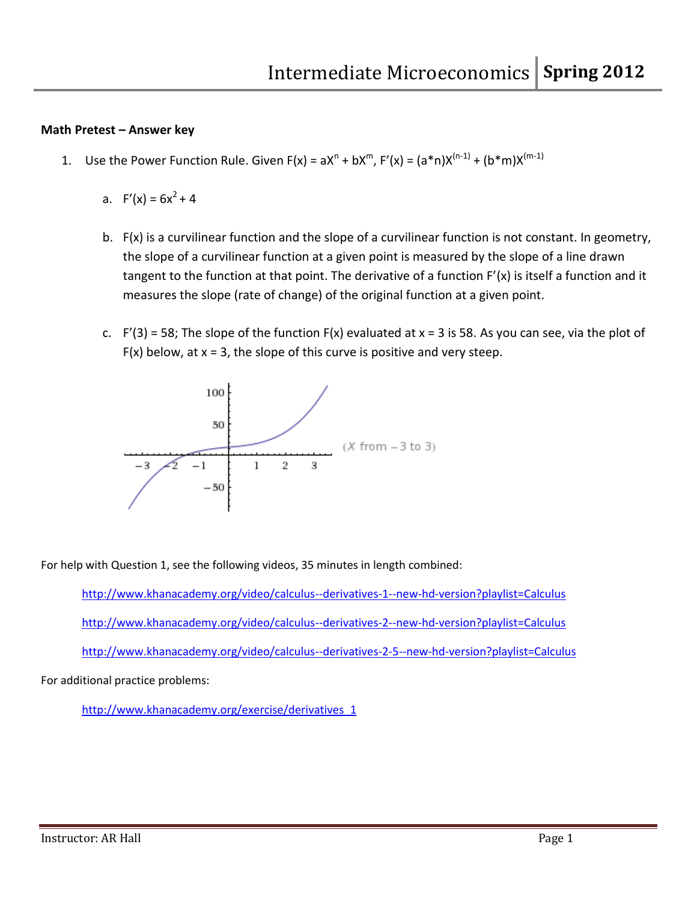**Math Pretest – Answer key**

1. Use the Power Function Rule. Given $F(x) = aX^n + bX^m$, $F'(x) = (a*n)X^{(n-1)} + (b*m)X^{(m-1)}$

   a. $F'(x) = 6x^2 + 4$

   b. F(x) is a curvilinear function and the slope of a curvilinear function is not constant. In geometry, the slope of a curvilinear function at a given point is measured by the slope of a line drawn tangent to the function at that point. The derivative of a function F'(x) is itself a function and it measures the slope (rate of change) of the original function at a given point.

   c. F'(3) = 58; The slope of the function F(x) evaluated at x = 3 is 58. As you can see, via the plot of F(x) below, at x = 3, the slope of this curve is positive and very steep.

(X from −3 to 3)

For help with Question 1, see the following videos, 35 minutes in length combined:

http://www.khanacademy.org/video/calculus--derivatives-1--new-hd-version?playlist=Calculus

http://www.khanacademy.org/video/calculus--derivatives-2--new-hd-version?playlist=Calculus

http://www.khanacademy.org/video/calculus--derivatives-2-5--new-hd-version?playlist=Calculus

For additional practice problems:

http://www.khanacademy.org/exercise/derivatives_1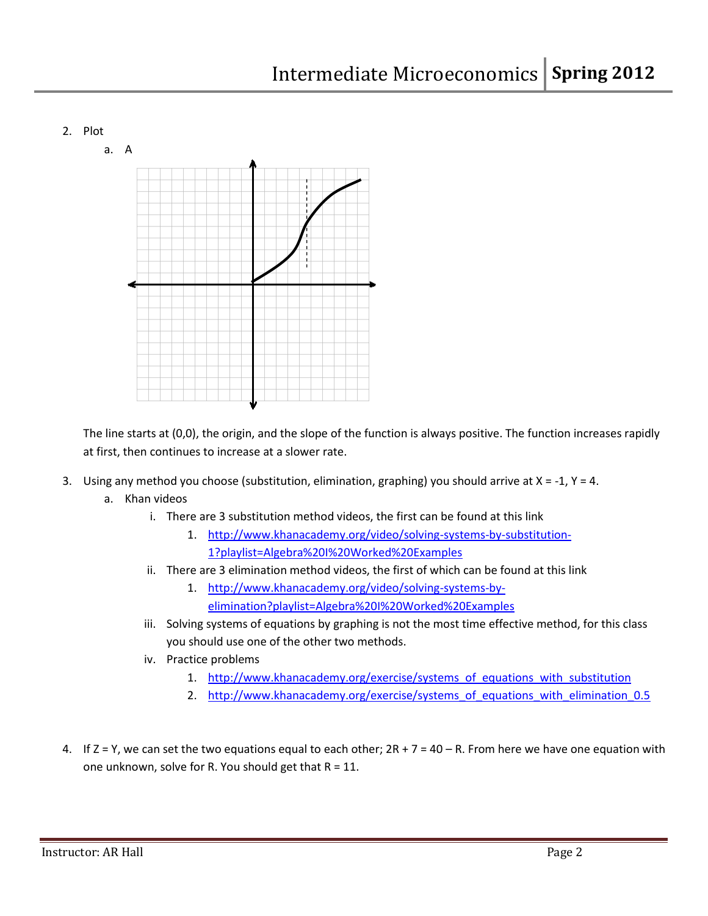2. Plot
   a. A

The line starts at (0,0), the origin, and the slope of the function is always positive. The function increases rapidly at first, then continues to increase at a slower rate.

3. Using any method you choose (substitution, elimination, graphing) you should arrive at X = -1, Y = 4.
   a. Khan videos
      i. There are 3 substitution method videos, the first can be found at this link
         1. [http://www.khanacademy.org/video/solving-systems-by-substitution-1?playlist=Algebra%20I%20Worked%20Examples](http://www.khanacademy.org/video/solving-systems-by-substitution-1?playlist=Algebra%20I%20Worked%20Examples)
      ii. There are 3 elimination method videos, the first of which can be found at this link
         1. [http://www.khanacademy.org/video/solving-systems-by-elimination?playlist=Algebra%20I%20Worked%20Examples](http://www.khanacademy.org/video/solving-systems-by-elimination?playlist=Algebra%20I%20Worked%20Examples)
      iii. Solving systems of equations by graphing is not the most time effective method, for this class you should use one of the other two methods.
      iv. Practice problems
         1. [http://www.khanacademy.org/exercise/systems_of_equations_with_substitution](http://www.khanacademy.org/exercise/systems_of_equations_with_substitution)
         2. [http://www.khanacademy.org/exercise/systems_of_equations_with_elimination_0.5](http://www.khanacademy.org/exercise/systems_of_equations_with_elimination_0.5)

4. If Z = Y, we can set the two equations equal to each other; 2R + 7 = 40 – R. From here we have one equation with one unknown, solve for R. You should get that R = 11.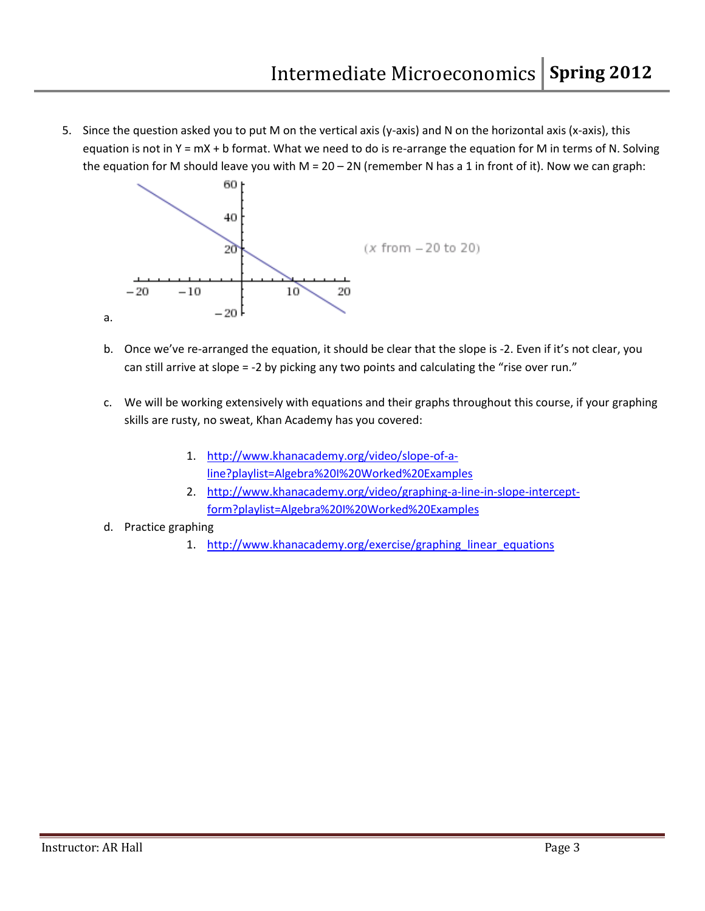5. Since the question asked you to put M on the vertical axis (y-axis) and N on the horizontal axis (x-axis), this equation is not in $Y = mX + b$ format. What we need to do is re-arrange the equation for M in terms of N. Solving the equation for M should leave you with $M = 20 - 2N$ (remember N has a 1 in front of it). Now we can graph:

   a.

   60
   40
   20
   −20
   −10
   10
   20
   −20
   (x from −20 to 20)

   b. Once we've re-arranged the equation, it should be clear that the slope is -2. Even if it's not clear, you can still arrive at slope = -2 by picking any two points and calculating the "rise over run."

   c. We will be working extensively with equations and their graphs throughout this course, if your graphing skills are rusty, no sweat, Khan Academy has you covered:

      1. http://www.khanacademy.org/video/slope-of-a-line?playlist=Algebra%20I%20Worked%20Examples
      2. http://www.khanacademy.org/video/graphing-a-line-in-slope-intercept-form?playlist=Algebra%20I%20Worked%20Examples

   d. Practice graphing

      1. http://www.khanacademy.org/exercise/graphing_linear_equations